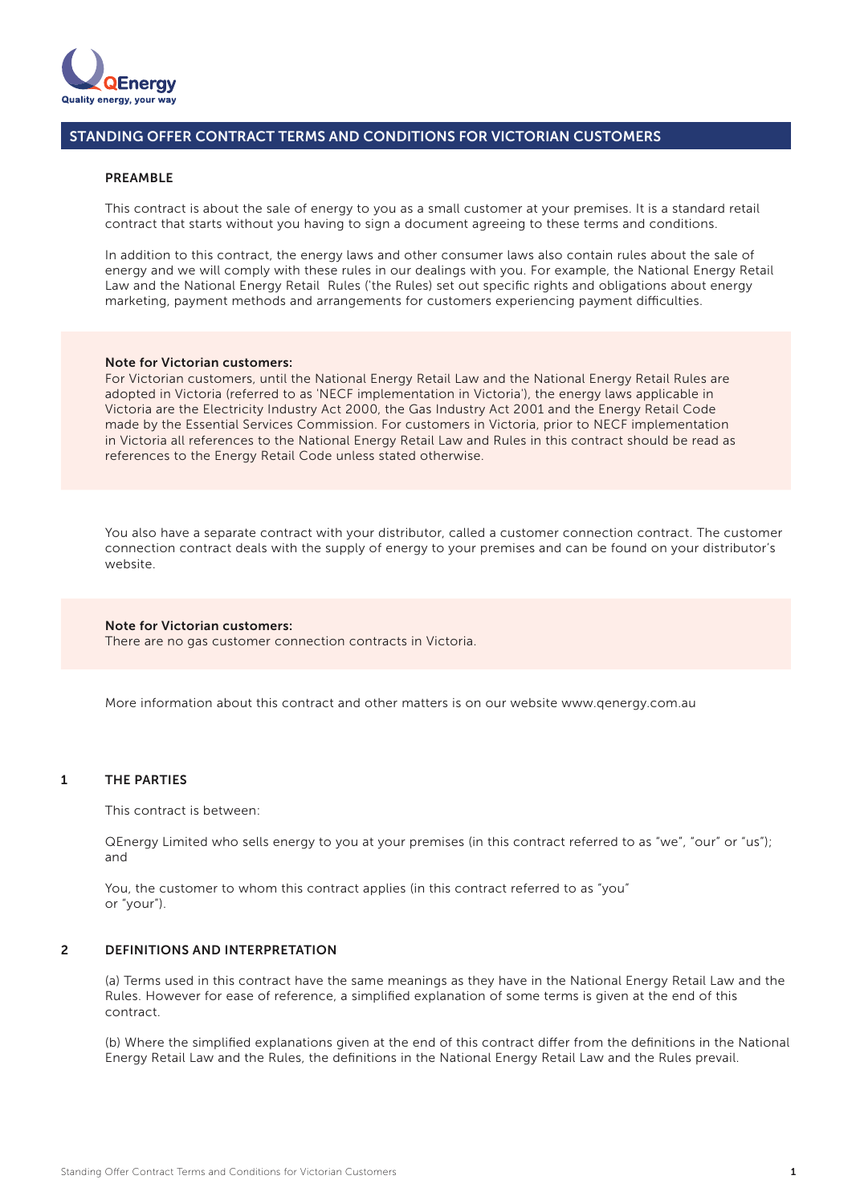QEnergy
Quality energy, your way

# STANDING OFFER CONTRACT TERMS AND CONDITIONS FOR VICTORIAN CUSTOMERS

## PREAMBLE

This contract is about the sale of energy to you as a small customer at your premises. It is a standard retail contract that starts without you having to sign a document agreeing to these terms and conditions.

In addition to this contract, the energy laws and other consumer laws also contain rules about the sale of energy and we will comply with these rules in our dealings with you. For example, the National Energy Retail Law and the National Energy Retail Rules ('the Rules) set out specific rights and obligations about energy marketing, payment methods and arrangements for customers experiencing payment difficulties.

**Note for Victorian customers:**
For Victorian customers, until the National Energy Retail Law and the National Energy Retail Rules are adopted in Victoria (referred to as 'NECF implementation in Victoria'), the energy laws applicable in Victoria are the Electricity Industry Act 2000, the Gas Industry Act 2001 and the Energy Retail Code made by the Essential Services Commission. For customers in Victoria, prior to NECF implementation in Victoria all references to the National Energy Retail Law and Rules in this contract should be read as references to the Energy Retail Code unless stated otherwise.

You also have a separate contract with your distributor, called a customer connection contract. The customer connection contract deals with the supply of energy to your premises and can be found on your distributor's website.

**Note for Victorian customers:**
There are no gas customer connection contracts in Victoria.

More information about this contract and other matters is on our website www.qenergy.com.au

## 1 THE PARTIES

This contract is between:

QEnergy Limited who sells energy to you at your premises (in this contract referred to as "we", "our" or "us"); and

You, the customer to whom this contract applies (in this contract referred to as "you" or "your").

## 2 DEFINITIONS AND INTERPRETATION

(a) Terms used in this contract have the same meanings as they have in the National Energy Retail Law and the Rules. However for ease of reference, a simplified explanation of some terms is given at the end of this contract.

(b) Where the simplified explanations given at the end of this contract differ from the definitions in the National Energy Retail Law and the Rules, the definitions in the National Energy Retail Law and the Rules prevail.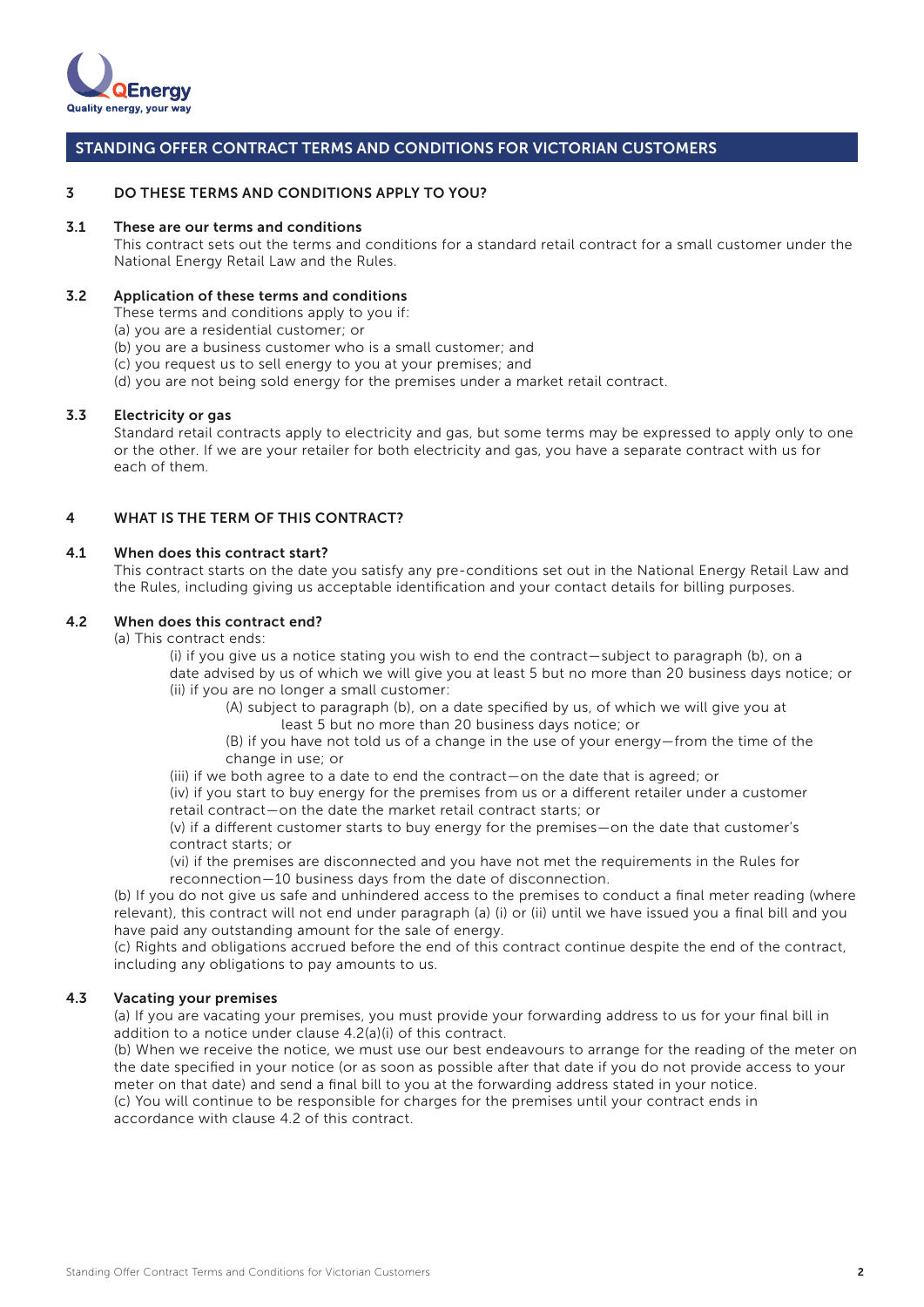QEnergy
Quality energy, your way

## STANDING OFFER CONTRACT TERMS AND CONDITIONS FOR VICTORIAN CUSTOMERS

### 3 DO THESE TERMS AND CONDITIONS APPLY TO YOU?

**3.1 These are our terms and conditions**

This contract sets out the terms and conditions for a standard retail contract for a small customer under the National Energy Retail Law and the Rules.

**3.2 Application of these terms and conditions**

These terms and conditions apply to you if:
(a) you are a residential customer; or
(b) you are a business customer who is a small customer; and
(c) you request us to sell energy to you at your premises; and
(d) you are not being sold energy for the premises under a market retail contract.

**3.3 Electricity or gas**

Standard retail contracts apply to electricity and gas, but some terms may be expressed to apply only to one or the other. If we are your retailer for both electricity and gas, you have a separate contract with us for each of them.

### 4 WHAT IS THE TERM OF THIS CONTRACT?

**4.1 When does this contract start?**

This contract starts on the date you satisfy any pre-conditions set out in the National Energy Retail Law and the Rules, including giving us acceptable identification and your contact details for billing purposes.

**4.2 When does this contract end?**

(a) This contract ends:

(i) if you give us a notice stating you wish to end the contract—subject to paragraph (b), on a date advised by us of which we will give you at least 5 but no more than 20 business days notice; or

(ii) if you are no longer a small customer:

(A) subject to paragraph (b), on a date specified by us, of which we will give you at least 5 but no more than 20 business days notice; or

(B) if you have not told us of a change in the use of your energy—from the time of the change in use; or

(iii) if we both agree to a date to end the contract—on the date that is agreed; or

(iv) if you start to buy energy for the premises from us or a different retailer under a customer retail contract—on the date the market retail contract starts; or

(v) if a different customer starts to buy energy for the premises—on the date that customer's contract starts; or

(vi) if the premises are disconnected and you have not met the requirements in the Rules for reconnection—10 business days from the date of disconnection.

(b) If you do not give us safe and unhindered access to the premises to conduct a final meter reading (where relevant), this contract will not end under paragraph (a) (i) or (ii) until we have issued you a final bill and you have paid any outstanding amount for the sale of energy.

(c) Rights and obligations accrued before the end of this contract continue despite the end of the contract, including any obligations to pay amounts to us.

**4.3 Vacating your premises**

(a) If you are vacating your premises, you must provide your forwarding address to us for your final bill in addition to a notice under clause 4.2(a)(i) of this contract.

(b) When we receive the notice, we must use our best endeavours to arrange for the reading of the meter on the date specified in your notice (or as soon as possible after that date if you do not provide access to your meter on that date) and send a final bill to you at the forwarding address stated in your notice.

(c) You will continue to be responsible for charges for the premises until your contract ends in accordance with clause 4.2 of this contract.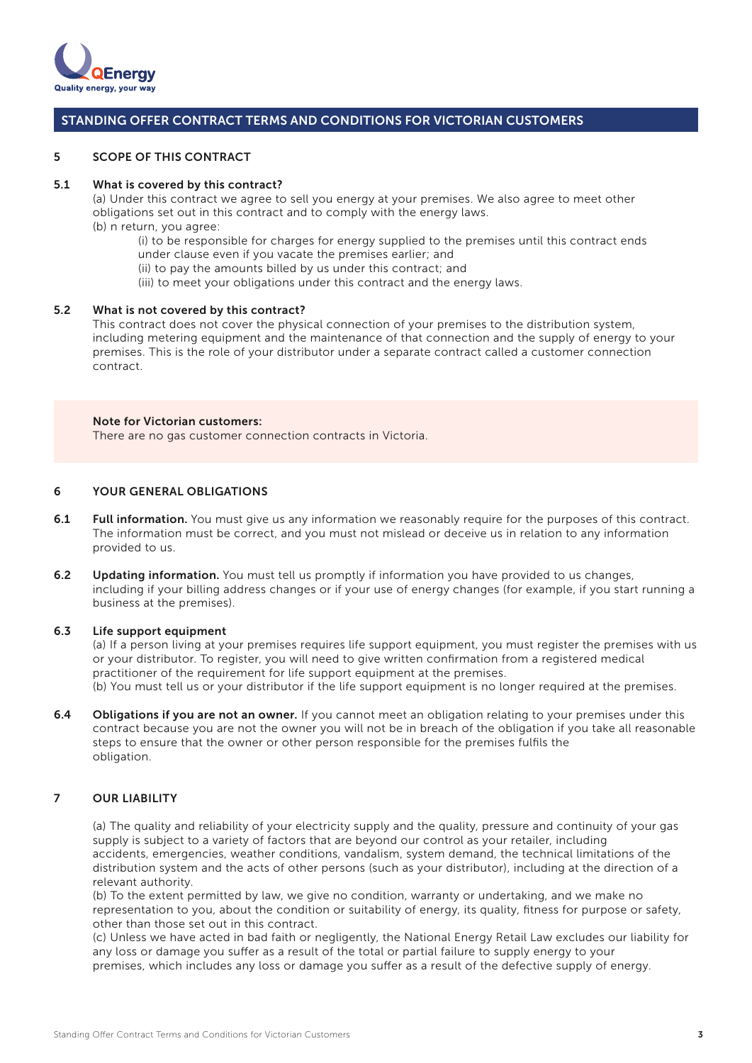## STANDING OFFER CONTRACT TERMS AND CONDITIONS FOR VICTORIAN CUSTOMERS

### 5 SCOPE OF THIS CONTRACT

**5.1 What is covered by this contract?**

(a) Under this contract we agree to sell you energy at your premises. We also agree to meet other obligations set out in this contract and to comply with the energy laws.

(b) n return, you agree:

(i) to be responsible for charges for energy supplied to the premises until this contract ends under clause even if you vacate the premises earlier; and

(ii) to pay the amounts billed by us under this contract; and

(iii) to meet your obligations under this contract and the energy laws.

**5.2 What is not covered by this contract?**

This contract does not cover the physical connection of your premises to the distribution system, including metering equipment and the maintenance of that connection and the supply of energy to your premises. This is the role of your distributor under a separate contract called a customer connection contract.

> **Note for Victorian customers:**
> There are no gas customer connection contracts in Victoria.

### 6 YOUR GENERAL OBLIGATIONS

**6.1 Full information.** You must give us any information we reasonably require for the purposes of this contract. The information must be correct, and you must not mislead or deceive us in relation to any information provided to us.

**6.2 Updating information.** You must tell us promptly if information you have provided to us changes, including if your billing address changes or if your use of energy changes (for example, if you start running a business at the premises).

**6.3 Life support equipment**

(a) If a person living at your premises requires life support equipment, you must register the premises with us or your distributor. To register, you will need to give written confirmation from a registered medical practitioner of the requirement for life support equipment at the premises.

(b) You must tell us or your distributor if the life support equipment is no longer required at the premises.

**6.4 Obligations if you are not an owner.** If you cannot meet an obligation relating to your premises under this contract because you are not the owner you will not be in breach of the obligation if you take all reasonable steps to ensure that the owner or other person responsible for the premises fulfils the obligation.

### 7 OUR LIABILITY

(a) The quality and reliability of your electricity supply and the quality, pressure and continuity of your gas supply is subject to a variety of factors that are beyond our control as your retailer, including accidents, emergencies, weather conditions, vandalism, system demand, the technical limitations of the distribution system and the acts of other persons (such as your distributor), including at the direction of a relevant authority.

(b) To the extent permitted by law, we give no condition, warranty or undertaking, and we make no representation to you, about the condition or suitability of energy, its quality, fitness for purpose or safety, other than those set out in this contract.

(c) Unless we have acted in bad faith or negligently, the National Energy Retail Law excludes our liability for any loss or damage you suffer as a result of the total or partial failure to supply energy to your premises, which includes any loss or damage you suffer as a result of the defective supply of energy.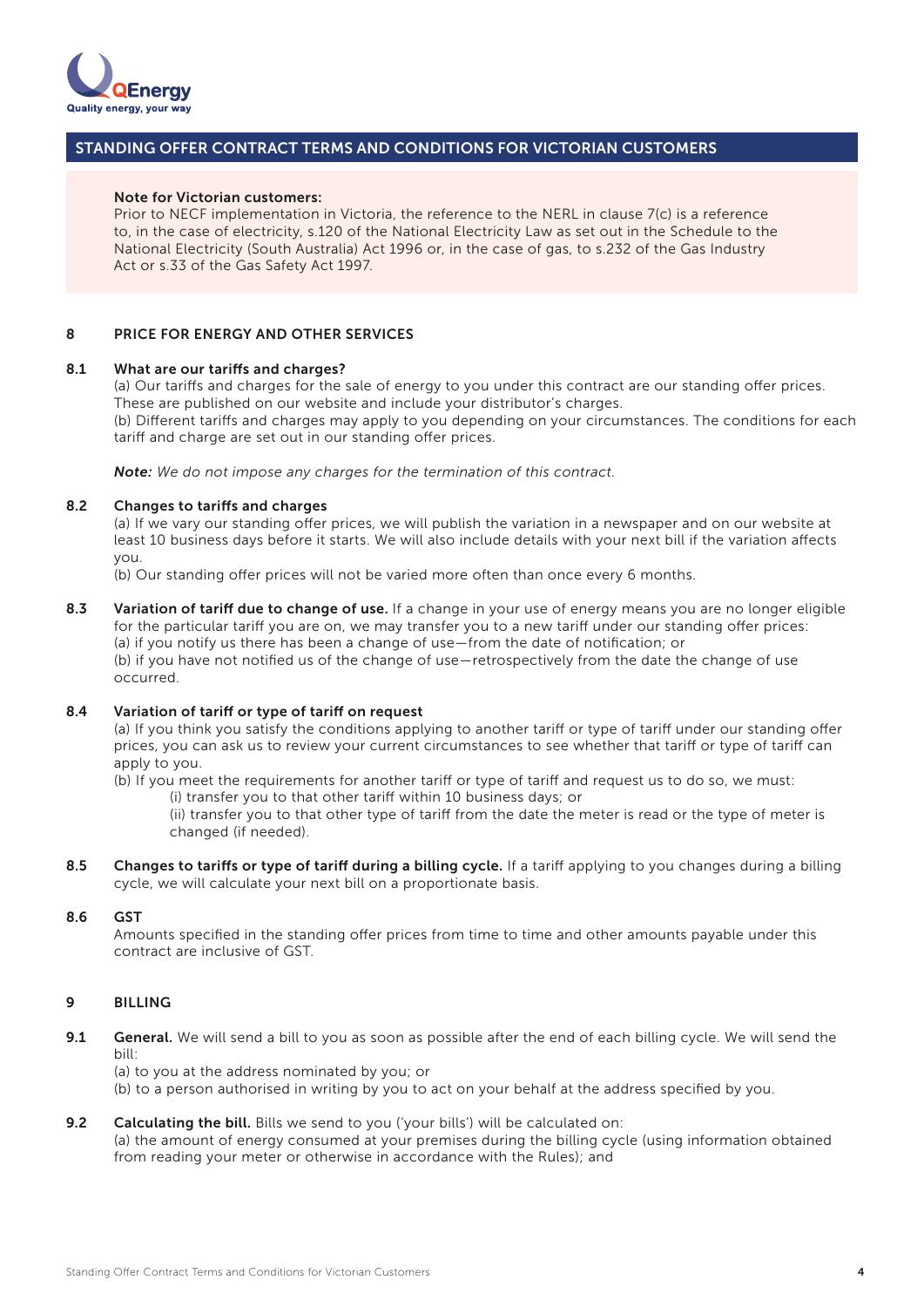## STANDING OFFER CONTRACT TERMS AND CONDITIONS FOR VICTORIAN CUSTOMERS

**Note for Victorian customers:**
Prior to NECF implementation in Victoria, the reference to the NERL in clause 7(c) is a reference to, in the case of electricity, s.120 of the National Electricity Law as set out in the Schedule to the National Electricity (South Australia) Act 1996 or, in the case of gas, to s.232 of the Gas Industry Act or s.33 of the Gas Safety Act 1997.

### 8 PRICE FOR ENERGY AND OTHER SERVICES

**8.1 What are our tariffs and charges?**
(a) Our tariffs and charges for the sale of energy to you under this contract are our standing offer prices. These are published on our website and include your distributor's charges.
(b) Different tariffs and charges may apply to you depending on your circumstances. The conditions for each tariff and charge are set out in our standing offer prices.

***Note:*** *We do not impose any charges for the termination of this contract.*

**8.2 Changes to tariffs and charges**
(a) If we vary our standing offer prices, we will publish the variation in a newspaper and on our website at least 10 business days before it starts. We will also include details with your next bill if the variation affects you.
(b) Our standing offer prices will not be varied more often than once every 6 months.

**8.3 Variation of tariff due to change of use.** If a change in your use of energy means you are no longer eligible for the particular tariff you are on, we may transfer you to a new tariff under our standing offer prices:
(a) if you notify us there has been a change of use—from the date of notification; or
(b) if you have not notified us of the change of use—retrospectively from the date the change of use occurred.

**8.4 Variation of tariff or type of tariff on request**
(a) If you think you satisfy the conditions applying to another tariff or type of tariff under our standing offer prices, you can ask us to review your current circumstances to see whether that tariff or type of tariff can apply to you.
(b) If you meet the requirements for another tariff or type of tariff and request us to do so, we must:
 (i) transfer you to that other tariff within 10 business days; or
 (ii) transfer you to that other type of tariff from the date the meter is read or the type of meter is changed (if needed).

**8.5 Changes to tariffs or type of tariff during a billing cycle.** If a tariff applying to you changes during a billing cycle, we will calculate your next bill on a proportionate basis.

**8.6 GST**
Amounts specified in the standing offer prices from time to time and other amounts payable under this contract are inclusive of GST.

### 9 BILLING

**9.1 General.** We will send a bill to you as soon as possible after the end of each billing cycle. We will send the bill:
(a) to you at the address nominated by you; or
(b) to a person authorised in writing by you to act on your behalf at the address specified by you.

**9.2 Calculating the bill.** Bills we send to you ('your bills') will be calculated on:
(a) the amount of energy consumed at your premises during the billing cycle (using information obtained from reading your meter or otherwise in accordance with the Rules); and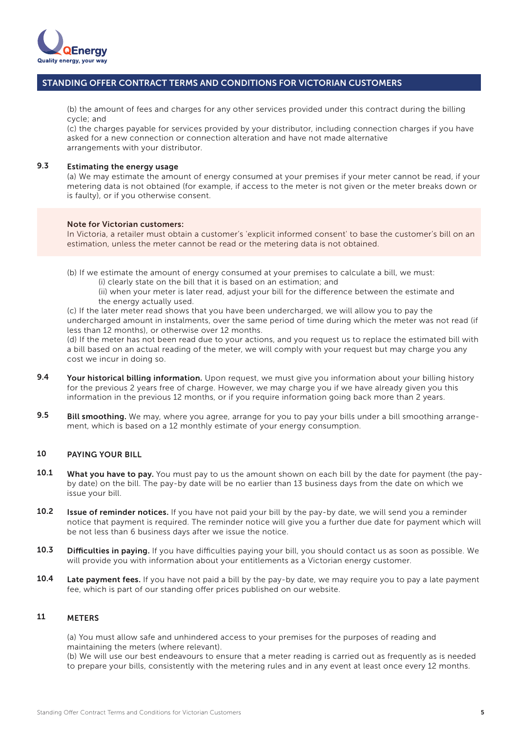(b) the amount of fees and charges for any other services provided under this contract during the billing cycle; and

(c) the charges payable for services provided by your distributor, including connection charges if you have asked for a new connection or connection alteration and have not made alternative arrangements with your distributor.

**9.3 Estimating the energy usage**

(a) We may estimate the amount of energy consumed at your premises if your meter cannot be read, if your metering data is not obtained (for example, if access to the meter is not given or the meter breaks down or is faulty), or if you otherwise consent.

> **Note for Victorian customers:**
> In Victoria, a retailer must obtain a customer's 'explicit informed consent' to base the customer's bill on an estimation, unless the meter cannot be read or the metering data is not obtained.

(b) If we estimate the amount of energy consumed at your premises to calculate a bill, we must:

(i) clearly state on the bill that it is based on an estimation; and

(ii) when your meter is later read, adjust your bill for the difference between the estimate and the energy actually used.

(c) If the later meter read shows that you have been undercharged, we will allow you to pay the undercharged amount in instalments, over the same period of time during which the meter was not read (if less than 12 months), or otherwise over 12 months.

(d) If the meter has not been read due to your actions, and you request us to replace the estimated bill with a bill based on an actual reading of the meter, we will comply with your request but may charge you any cost we incur in doing so.

**9.4** **Your historical billing information.** Upon request, we must give you information about your billing history for the previous 2 years free of charge. However, we may charge you if we have already given you this information in the previous 12 months, or if you require information going back more than 2 years.

**9.5** **Bill smoothing.** We may, where you agree, arrange for you to pay your bills under a bill smoothing arrangement, which is based on a 12 monthly estimate of your energy consumption.

## 10 PAYING YOUR BILL

**10.1** **What you have to pay.** You must pay to us the amount shown on each bill by the date for payment (the pay-by date) on the bill. The pay-by date will be no earlier than 13 business days from the date on which we issue your bill.

**10.2** **Issue of reminder notices.** If you have not paid your bill by the pay-by date, we will send you a reminder notice that payment is required. The reminder notice will give you a further due date for payment which will be not less than 6 business days after we issue the notice.

**10.3** **Difficulties in paying.** If you have difficulties paying your bill, you should contact us as soon as possible. We will provide you with information about your entitlements as a Victorian energy customer.

**10.4** **Late payment fees.** If you have not paid a bill by the pay-by date, we may require you to pay a late payment fee, which is part of our standing offer prices published on our website.

## 11 METERS

(a) You must allow safe and unhindered access to your premises for the purposes of reading and maintaining the meters (where relevant).

(b) We will use our best endeavours to ensure that a meter reading is carried out as frequently as is needed to prepare your bills, consistently with the metering rules and in any event at least once every 12 months.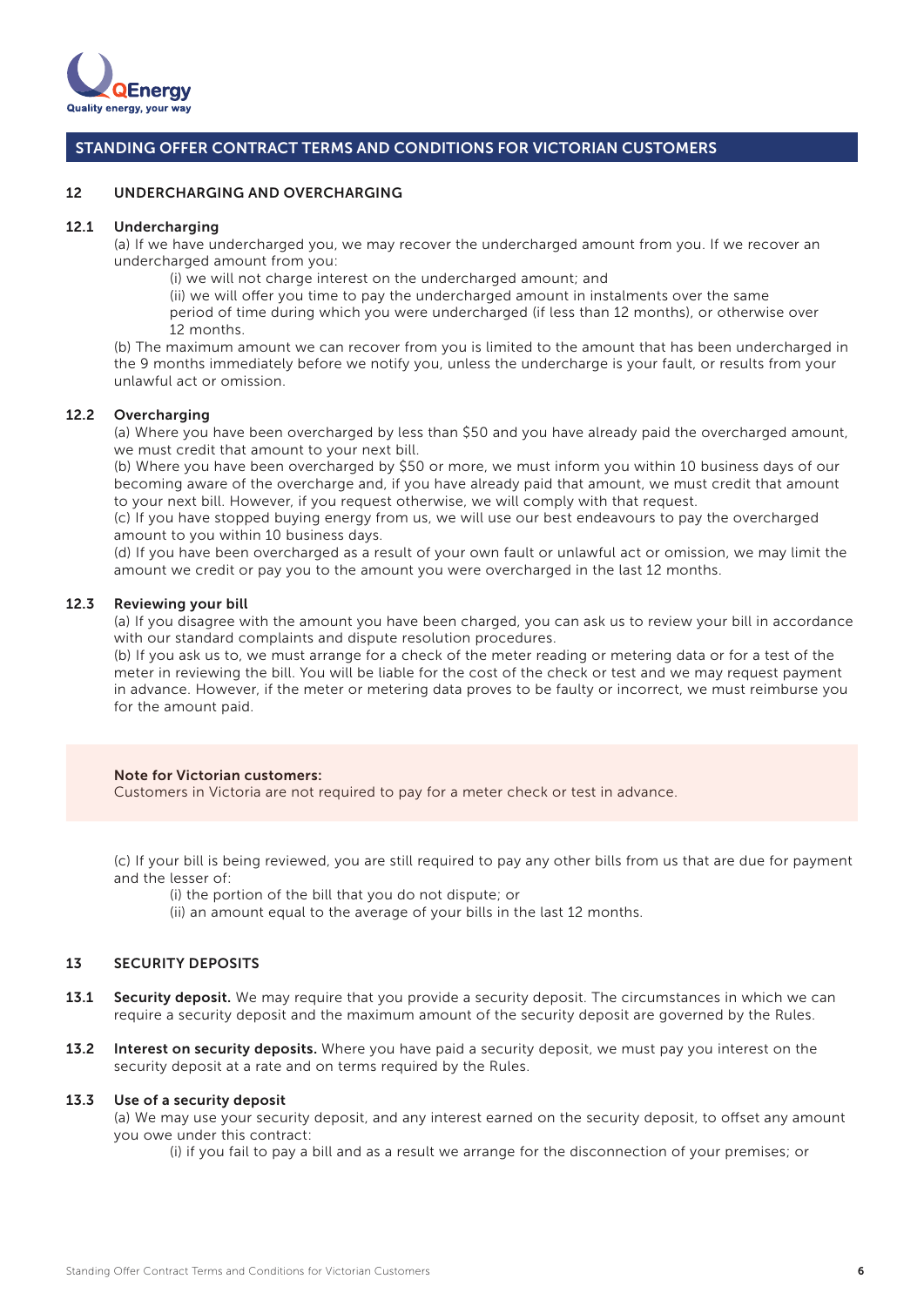## STANDING OFFER CONTRACT TERMS AND CONDITIONS FOR VICTORIAN CUSTOMERS

### 12 UNDERCHARGING AND OVERCHARGING

**12.1 Undercharging**

(a) If we have undercharged you, we may recover the undercharged amount from you. If we recover an undercharged amount from you:

(i) we will not charge interest on the undercharged amount; and

(ii) we will offer you time to pay the undercharged amount in instalments over the same period of time during which you were undercharged (if less than 12 months), or otherwise over 12 months.

(b) The maximum amount we can recover from you is limited to the amount that has been undercharged in the 9 months immediately before we notify you, unless the undercharge is your fault, or results from your unlawful act or omission.

**12.2 Overcharging**

(a) Where you have been overcharged by less than $50 and you have already paid the overcharged amount, we must credit that amount to your next bill.

(b) Where you have been overcharged by $50 or more, we must inform you within 10 business days of our becoming aware of the overcharge and, if you have already paid that amount, we must credit that amount to your next bill. However, if you request otherwise, we will comply with that request.

(c) If you have stopped buying energy from us, we will use our best endeavours to pay the overcharged amount to you within 10 business days.

(d) If you have been overcharged as a result of your own fault or unlawful act or omission, we may limit the amount we credit or pay you to the amount you were overcharged in the last 12 months.

**12.3 Reviewing your bill**

(a) If you disagree with the amount you have been charged, you can ask us to review your bill in accordance with our standard complaints and dispute resolution procedures.

(b) If you ask us to, we must arrange for a check of the meter reading or metering data or for a test of the meter in reviewing the bill. You will be liable for the cost of the check or test and we may request payment in advance. However, if the meter or metering data proves to be faulty or incorrect, we must reimburse you for the amount paid.

> **Note for Victorian customers:**
> Customers in Victoria are not required to pay for a meter check or test in advance.

(c) If your bill is being reviewed, you are still required to pay any other bills from us that are due for payment and the lesser of:

(i) the portion of the bill that you do not dispute; or

(ii) an amount equal to the average of your bills in the last 12 months.

### 13 SECURITY DEPOSITS

**13.1 Security deposit.** We may require that you provide a security deposit. The circumstances in which we can require a security deposit and the maximum amount of the security deposit are governed by the Rules.

**13.2 Interest on security deposits.** Where you have paid a security deposit, we must pay you interest on the security deposit at a rate and on terms required by the Rules.

**13.3 Use of a security deposit**

(a) We may use your security deposit, and any interest earned on the security deposit, to offset any amount you owe under this contract:

(i) if you fail to pay a bill and as a result we arrange for the disconnection of your premises; or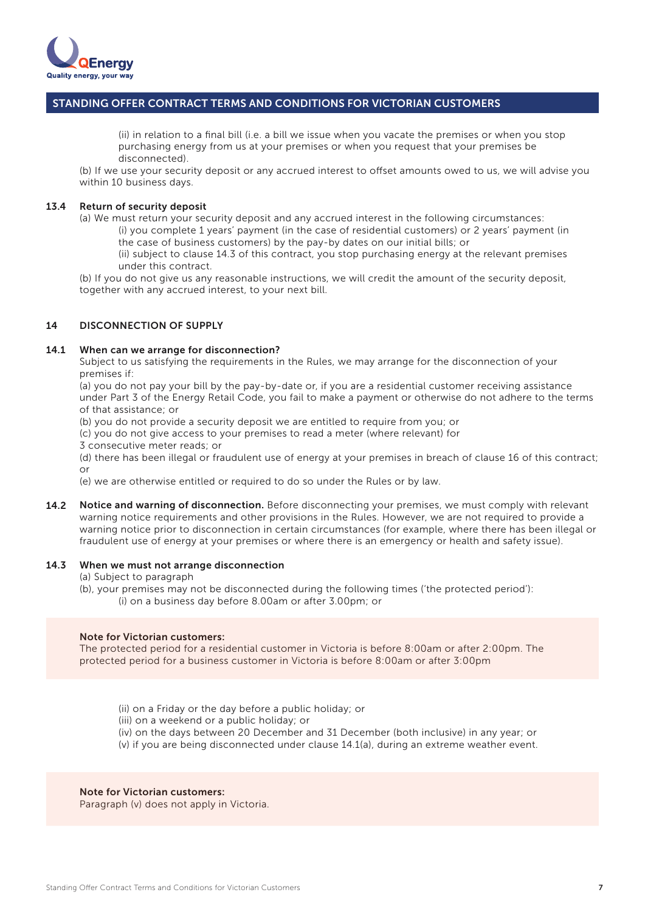(ii) in relation to a final bill (i.e. a bill we issue when you vacate the premises or when you stop purchasing energy from us at your premises or when you request that your premises be disconnected).

(b) If we use your security deposit or any accrued interest to offset amounts owed to us, we will advise you within 10 business days.

### 13.4 Return of security deposit

(a) We must return your security deposit and any accrued interest in the following circumstances:

(i) you complete 1 years' payment (in the case of residential customers) or 2 years' payment (in the case of business customers) by the pay-by dates on our initial bills; or

(ii) subject to clause 14.3 of this contract, you stop purchasing energy at the relevant premises under this contract.

(b) If you do not give us any reasonable instructions, we will credit the amount of the security deposit, together with any accrued interest, to your next bill.

## 14 DISCONNECTION OF SUPPLY

### 14.1 When can we arrange for disconnection?

Subject to us satisfying the requirements in the Rules, we may arrange for the disconnection of your premises if:

(a) you do not pay your bill by the pay-by-date or, if you are a residential customer receiving assistance under Part 3 of the Energy Retail Code, you fail to make a payment or otherwise do not adhere to the terms of that assistance; or

(b) you do not provide a security deposit we are entitled to require from you; or

(c) you do not give access to your premises to read a meter (where relevant) for 3 consecutive meter reads; or

(d) there has been illegal or fraudulent use of energy at your premises in breach of clause 16 of this contract; or

(e) we are otherwise entitled or required to do so under the Rules or by law.

**14.2 Notice and warning of disconnection.** Before disconnecting your premises, we must comply with relevant warning notice requirements and other provisions in the Rules. However, we are not required to provide a warning notice prior to disconnection in certain circumstances (for example, where there has been illegal or fraudulent use of energy at your premises or where there is an emergency or health and safety issue).

### 14.3 When we must not arrange disconnection

(a) Subject to paragraph (b), your premises may not be disconnected during the following times ('the protected period'):

(i) on a business day before 8.00am or after 3.00pm; or

**Note for Victorian customers:**
The protected period for a residential customer in Victoria is before 8:00am or after 2:00pm. The protected period for a business customer in Victoria is before 8:00am or after 3:00pm

(ii) on a Friday or the day before a public holiday; or

(iii) on a weekend or a public holiday; or

(iv) on the days between 20 December and 31 December (both inclusive) in any year; or

(v) if you are being disconnected under clause 14.1(a), during an extreme weather event.

**Note for Victorian customers:**
Paragraph (v) does not apply in Victoria.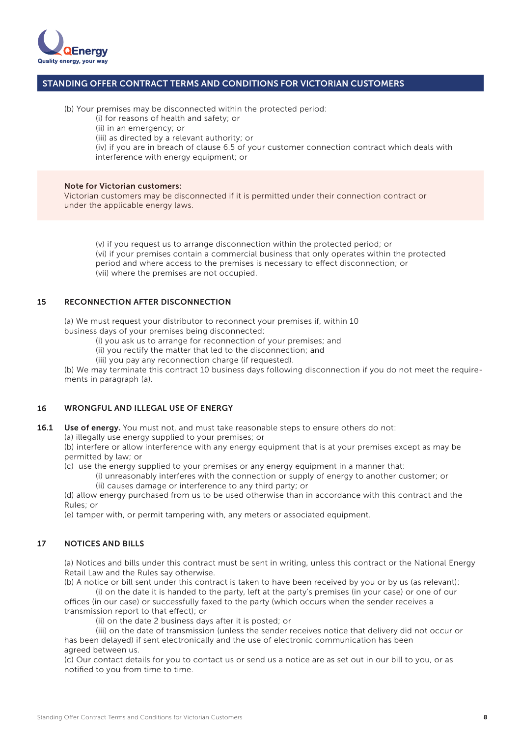(b) Your premises may be disconnected within the protected period:

(i) for reasons of health and safety; or

(ii) in an emergency; or

(iii) as directed by a relevant authority; or

(iv) if you are in breach of clause 6.5 of your customer connection contract which deals with interference with energy equipment; or

**Note for Victorian customers:**
Victorian customers may be disconnected if it is permitted under their connection contract or under the applicable energy laws.

(v) if you request us to arrange disconnection within the protected period; or

(vi) if your premises contain a commercial business that only operates within the protected period and where access to the premises is necessary to effect disconnection; or

(vii) where the premises are not occupied.

## 15 RECONNECTION AFTER DISCONNECTION

(a) We must request your distributor to reconnect your premises if, within 10 business days of your premises being disconnected:

(i) you ask us to arrange for reconnection of your premises; and

(ii) you rectify the matter that led to the disconnection; and

(iii) you pay any reconnection charge (if requested).

(b) We may terminate this contract 10 business days following disconnection if you do not meet the requirements in paragraph (a).

## 16 WRONGFUL AND ILLEGAL USE OF ENERGY

**16.1 Use of energy.** You must not, and must take reasonable steps to ensure others do not:

(a) illegally use energy supplied to your premises; or

(b) interfere or allow interference with any energy equipment that is at your premises except as may be permitted by law; or

(c) use the energy supplied to your premises or any energy equipment in a manner that:

(i) unreasonably interferes with the connection or supply of energy to another customer; or

(ii) causes damage or interference to any third party; or

(d) allow energy purchased from us to be used otherwise than in accordance with this contract and the Rules; or

(e) tamper with, or permit tampering with, any meters or associated equipment.

## 17 NOTICES AND BILLS

(a) Notices and bills under this contract must be sent in writing, unless this contract or the National Energy Retail Law and the Rules say otherwise.

(b) A notice or bill sent under this contract is taken to have been received by you or by us (as relevant):

(i) on the date it is handed to the party, left at the party's premises (in your case) or one of our offices (in our case) or successfully faxed to the party (which occurs when the sender receives a transmission report to that effect); or

(ii) on the date 2 business days after it is posted; or

(iii) on the date of transmission (unless the sender receives notice that delivery did not occur or has been delayed) if sent electronically and the use of electronic communication has been agreed between us.

(c) Our contact details for you to contact us or send us a notice are as set out in our bill to you, or as notified to you from time to time.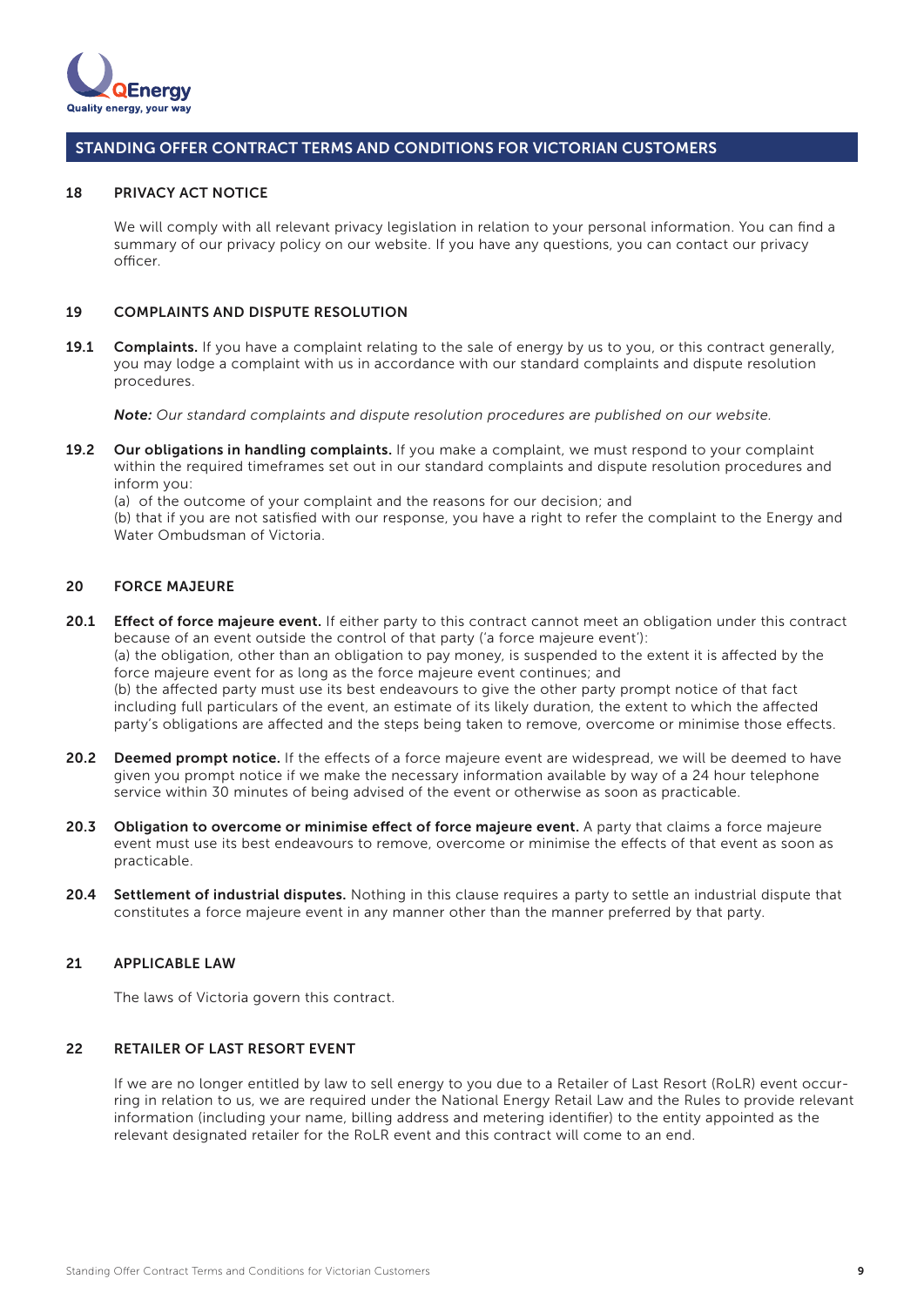## STANDING OFFER CONTRACT TERMS AND CONDITIONS FOR VICTORIAN CUSTOMERS

### 18 PRIVACY ACT NOTICE

We will comply with all relevant privacy legislation in relation to your personal information. You can find a summary of our privacy policy on our website. If you have any questions, you can contact our privacy officer.

### 19 COMPLAINTS AND DISPUTE RESOLUTION

**19.1 Complaints.** If you have a complaint relating to the sale of energy by us to you, or this contract generally, you may lodge a complaint with us in accordance with our standard complaints and dispute resolution procedures.

***Note:*** *Our standard complaints and dispute resolution procedures are published on our website.*

**19.2 Our obligations in handling complaints.** If you make a complaint, we must respond to your complaint within the required timeframes set out in our standard complaints and dispute resolution procedures and inform you:
(a) of the outcome of your complaint and the reasons for our decision; and
(b) that if you are not satisfied with our response, you have a right to refer the complaint to the Energy and Water Ombudsman of Victoria.

### 20 FORCE MAJEURE

**20.1 Effect of force majeure event.** If either party to this contract cannot meet an obligation under this contract because of an event outside the control of that party ('a force majeure event'):
(a) the obligation, other than an obligation to pay money, is suspended to the extent it is affected by the force majeure event for as long as the force majeure event continues; and
(b) the affected party must use its best endeavours to give the other party prompt notice of that fact including full particulars of the event, an estimate of its likely duration, the extent to which the affected party's obligations are affected and the steps being taken to remove, overcome or minimise those effects.

**20.2 Deemed prompt notice.** If the effects of a force majeure event are widespread, we will be deemed to have given you prompt notice if we make the necessary information available by way of a 24 hour telephone service within 30 minutes of being advised of the event or otherwise as soon as practicable.

**20.3 Obligation to overcome or minimise effect of force majeure event.** A party that claims a force majeure event must use its best endeavours to remove, overcome or minimise the effects of that event as soon as practicable.

**20.4 Settlement of industrial disputes.** Nothing in this clause requires a party to settle an industrial dispute that constitutes a force majeure event in any manner other than the manner preferred by that party.

### 21 APPLICABLE LAW

The laws of Victoria govern this contract.

### 22 RETAILER OF LAST RESORT EVENT

If we are no longer entitled by law to sell energy to you due to a Retailer of Last Resort (RoLR) event occurring in relation to us, we are required under the National Energy Retail Law and the Rules to provide relevant information (including your name, billing address and metering identifier) to the entity appointed as the relevant designated retailer for the RoLR event and this contract will come to an end.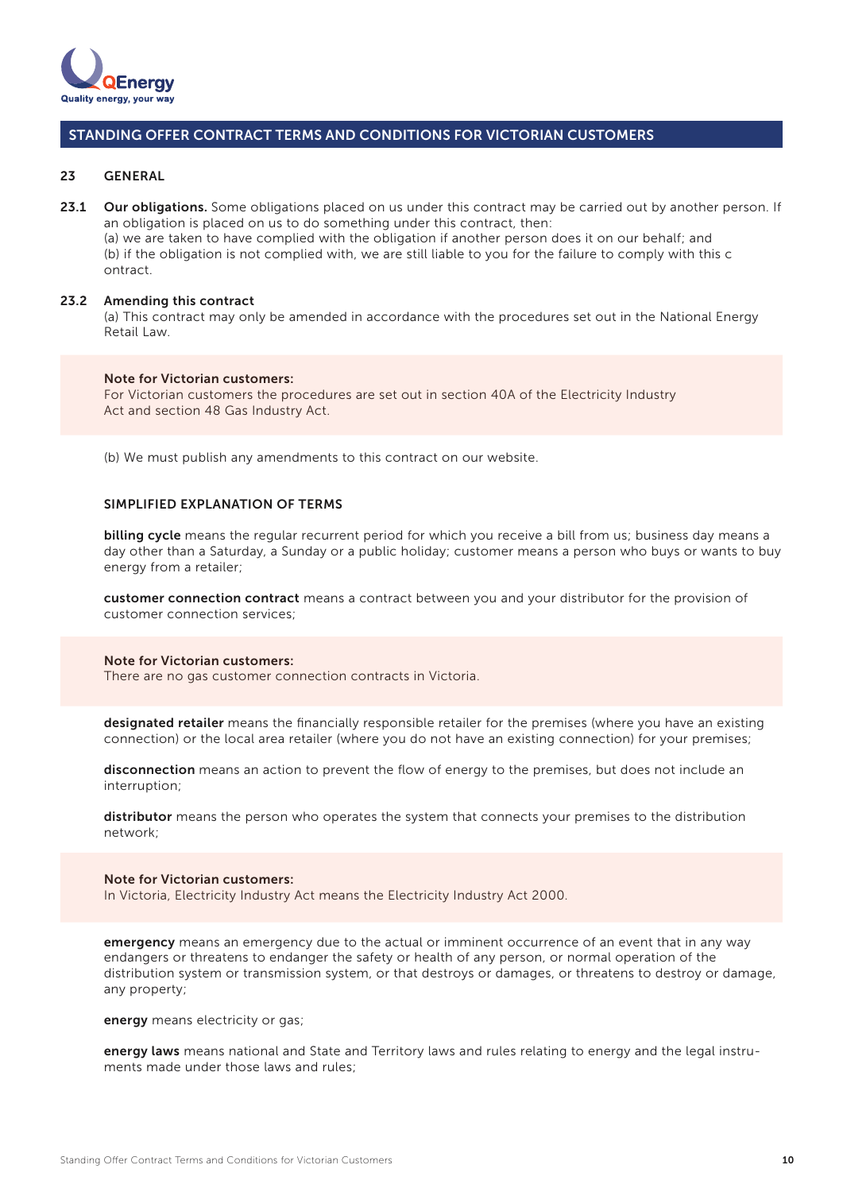## STANDING OFFER CONTRACT TERMS AND CONDITIONS FOR VICTORIAN CUSTOMERS

### 23 GENERAL

**23.1 Our obligations.** Some obligations placed on us under this contract may be carried out by another person. If an obligation is placed on us to do something under this contract, then:
(a) we are taken to have complied with the obligation if another person does it on our behalf; and
(b) if the obligation is not complied with, we are still liable to you for the failure to comply with this c ontract.

**23.2 Amending this contract**
(a) This contract may only be amended in accordance with the procedures set out in the National Energy Retail Law.

> **Note for Victorian customers:**
> For Victorian customers the procedures are set out in section 40A of the Electricity Industry Act and section 48 Gas Industry Act.

(b) We must publish any amendments to this contract on our website.

### SIMPLIFIED EXPLANATION OF TERMS

**billing cycle** means the regular recurrent period for which you receive a bill from us; business day means a day other than a Saturday, a Sunday or a public holiday; customer means a person who buys or wants to buy energy from a retailer;

**customer connection contract** means a contract between you and your distributor for the provision of customer connection services;

> **Note for Victorian customers:**
> There are no gas customer connection contracts in Victoria.

**designated retailer** means the financially responsible retailer for the premises (where you have an existing connection) or the local area retailer (where you do not have an existing connection) for your premises;

**disconnection** means an action to prevent the flow of energy to the premises, but does not include an interruption;

**distributor** means the person who operates the system that connects your premises to the distribution network;

> **Note for Victorian customers:**
> In Victoria, Electricity Industry Act means the Electricity Industry Act 2000.

**emergency** means an emergency due to the actual or imminent occurrence of an event that in any way endangers or threatens to endanger the safety or health of any person, or normal operation of the distribution system or transmission system, or that destroys or damages, or threatens to destroy or damage, any property;

**energy** means electricity or gas;

**energy laws** means national and State and Territory laws and rules relating to energy and the legal instruments made under those laws and rules;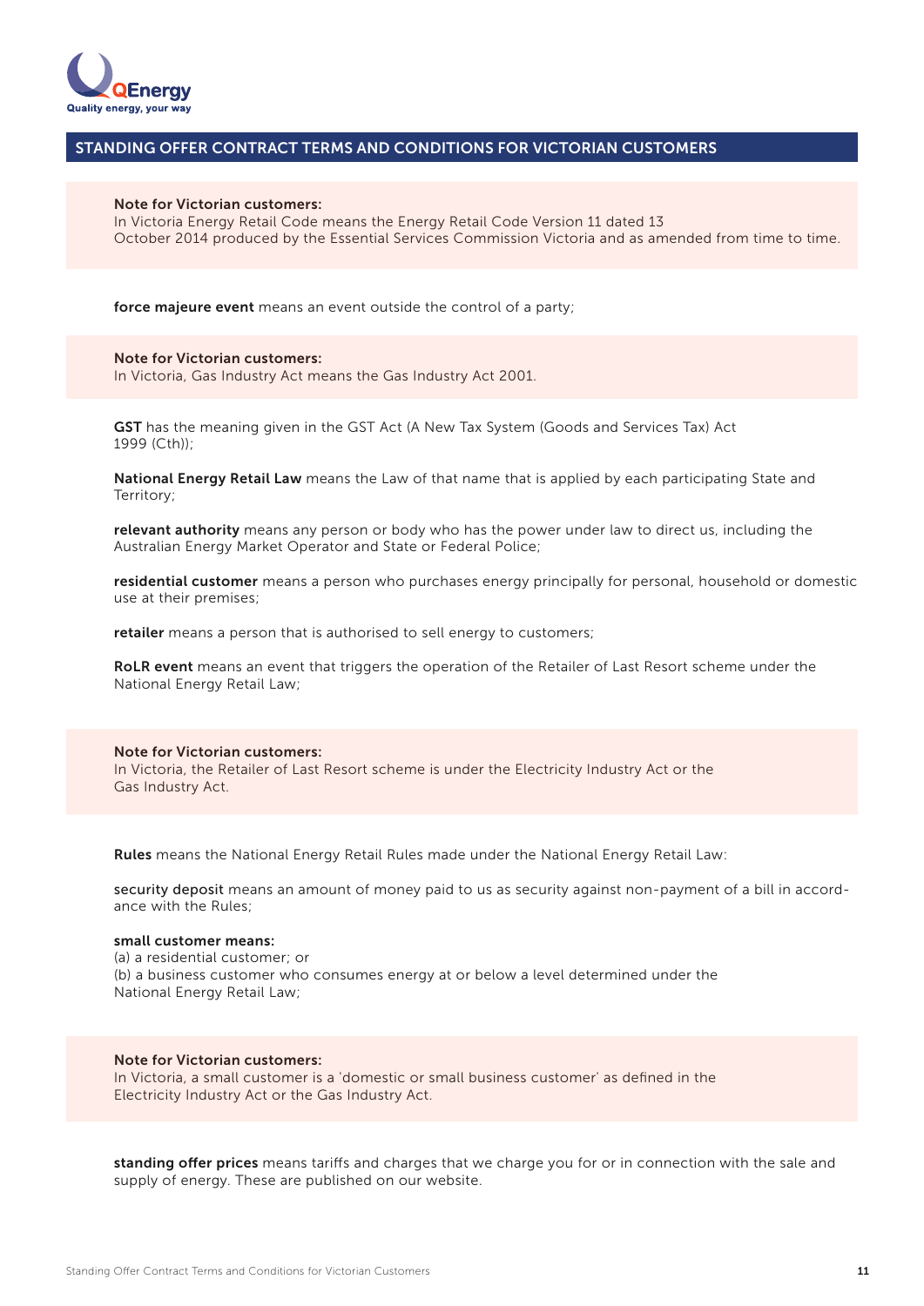## STANDING OFFER CONTRACT TERMS AND CONDITIONS FOR VICTORIAN CUSTOMERS

**Note for Victorian customers:**
In Victoria Energy Retail Code means the Energy Retail Code Version 11 dated 13 October 2014 produced by the Essential Services Commission Victoria and as amended from time to time.

**force majeure event** means an event outside the control of a party;

**Note for Victorian customers:**
In Victoria, Gas Industry Act means the Gas Industry Act 2001.

**GST** has the meaning given in the GST Act (A New Tax System (Goods and Services Tax) Act 1999 (Cth));

**National Energy Retail Law** means the Law of that name that is applied by each participating State and Territory;

**relevant authority** means any person or body who has the power under law to direct us, including the Australian Energy Market Operator and State or Federal Police;

**residential customer** means a person who purchases energy principally for personal, household or domestic use at their premises;

**retailer** means a person that is authorised to sell energy to customers;

**RoLR event** means an event that triggers the operation of the Retailer of Last Resort scheme under the National Energy Retail Law;

**Note for Victorian customers:**
In Victoria, the Retailer of Last Resort scheme is under the Electricity Industry Act or the Gas Industry Act.

**Rules** means the National Energy Retail Rules made under the National Energy Retail Law:

**security deposit** means an amount of money paid to us as security against non-payment of a bill in accordance with the Rules;

**small customer means:**
(a) a residential customer; or
(b) a business customer who consumes energy at or below a level determined under the National Energy Retail Law;

**Note for Victorian customers:**
In Victoria, a small customer is a 'domestic or small business customer' as defined in the Electricity Industry Act or the Gas Industry Act.

**standing offer prices** means tariffs and charges that we charge you for or in connection with the sale and supply of energy. These are published on our website.